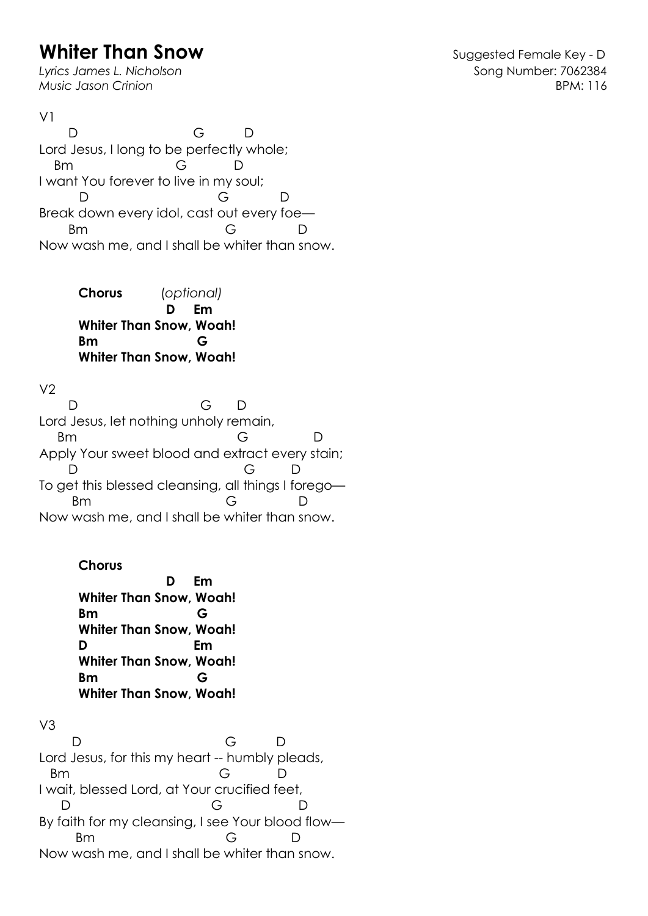# Whiter Than Snow

*Lyrics James L. Nicholson*
*Music Jason Crinion*

Suggested Female Key - D
Song Number: 7062384
BPM: 116

V1

```
     D                     G        D
Lord Jesus, I long to be perfectly whole;
   Bm                  G          D
I want You forever to live in my soul;
       D                          G          D
Break down every idol, cast out every foe—
      Bm                          G             D
Now wash me, and I shall be whiter than snow.
```

**Chorus** (*optional*)

```
                D    Em
Whiter Than Snow, Woah!
Bm                G
Whiter Than Snow, Woah!
```

V2

```
     D                          G      D
Lord Jesus, let nothing unholy remain,
   Bm                                G              D
Apply Your sweet blood and extract every stain;
    D                                  G        D
To get this blessed cleansing, all things I forego—
      Bm                          G             D
Now wash me, and I shall be whiter than snow.
```

**Chorus**

```
                D    Em
Whiter Than Snow, Woah!
Bm                G
Whiter Than Snow, Woah!
D                 Em
Whiter Than Snow, Woah!
Bm                G
Whiter Than Snow, Woah!
```

V3

```
      D                               G         D
Lord Jesus, for this my heart -- humbly pleads,
  Bm                              G          D
I wait, blessed Lord, at Your crucified feet,
   D                              G                  D
By faith for my cleansing, I see Your blood flow—
       Bm                          G            D
Now wash me, and I shall be whiter than snow.
```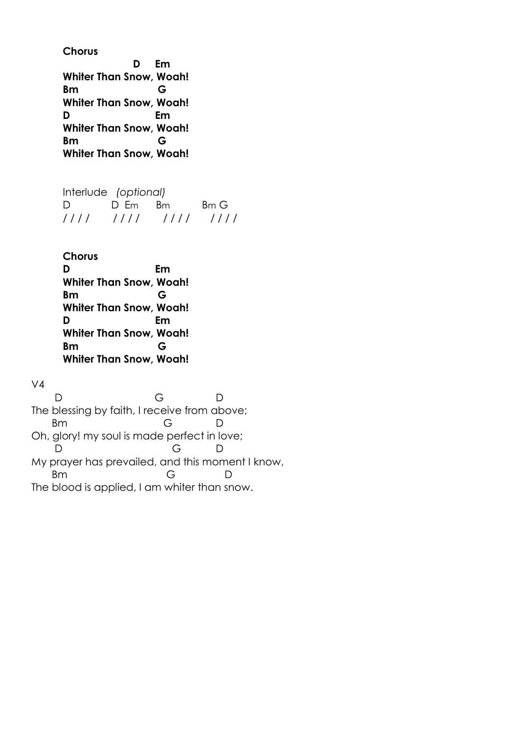**Chorus**

```
                 D     Em
Whiter Than Snow, Woah!
Bm                 G
Whiter Than Snow, Woah!
D                  Em
Whiter Than Snow, Woah!
Bm                 G
Whiter Than Snow, Woah!
```

Interlude *(optional)*

```
D         D  Em     Bm        Bm G
/ / / /   / / / /   / / / /   / / / /
```

**Chorus**

```
D                  Em
Whiter Than Snow, Woah!
Bm                 G
Whiter Than Snow, Woah!
D                  Em
Whiter Than Snow, Woah!
Bm                 G
Whiter Than Snow, Woah!
```

V4

```
    D                       G          D
The blessing by faith, I receive from above;
    Bm                     G          D
Oh, glory! my soul is made perfect in love;
    D                          G        D
My prayer has prevailed, and this moment I know,
    Bm                       G          D
The blood is applied, I am whiter than snow.
```